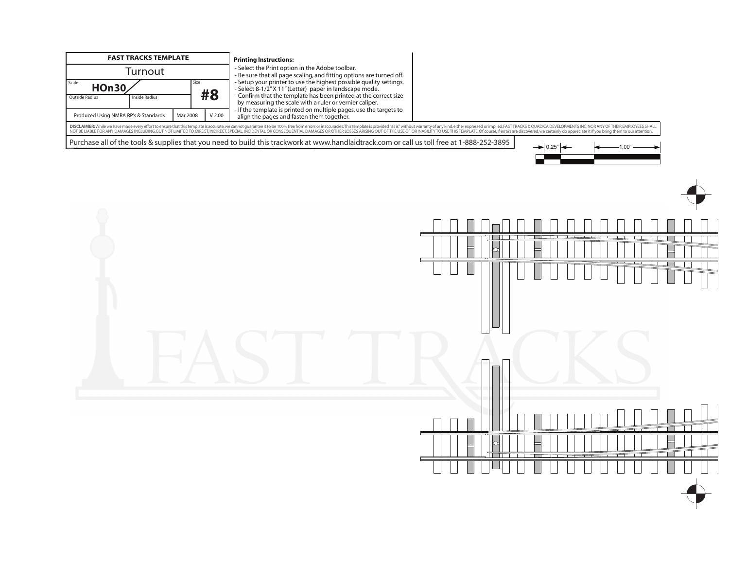| FAST TRACKS TEMPLATE | | | |
|---|---|---|---|
| Turnout | | | |
| Scale: **HOn30** | | Size: **#8** | |
| Outside Radius | Inside Radius | | |
| Produced Using NMRA RP's & Standards | | Mar 2008 | V 2.00 |

**Printing Instructions:**

- Select the Print option in the Adobe toolbar.
- Be sure that all page scaling, and fitting options are turned off.
- Setup your printer to use the highest possible quality settings.
- Select 8-1/2" X 11" (Letter) paper in landscape mode.
- Confirm that the template has been printed at the correct size by measuring the scale with a ruler or vernier caliper.
- If the template is printed on multiple pages, use the targets to align the pages and fasten them together.

**DISCLAIMER:** While we have made every effort to ensure that this template is accurate, we cannot guarantee it to be 100% free from errors or inaccuracies. This template is provided "as is" without warranty of any kind, either expressed or implied. FAST TRACKS & QUADICA DEVELOPMENTS INC, NOR ANY OF THEIR EMPLOYEES SHALL NOT BE LIABLE FOR ANY DAMAGES INCLUDING, BUT NOT LIMITED TO, DIRECT, INDIRECT, SPECIAL, INCIDENTAL OR CONSEQUENTIAL DAMAGES OR OTHER LOSSES ARISING OUT OF THE USE OF OR INABILITY TO USE THIS TEMPLATE. Of course, if errors are discovered, we certainly do appreciate it if you bring them to our attention.

Purchase all of the tools & supplies that you need to build this trackwork at www.handlaidtrack.com or call us toll free at 1-888-252-3895

0.25"    1.00"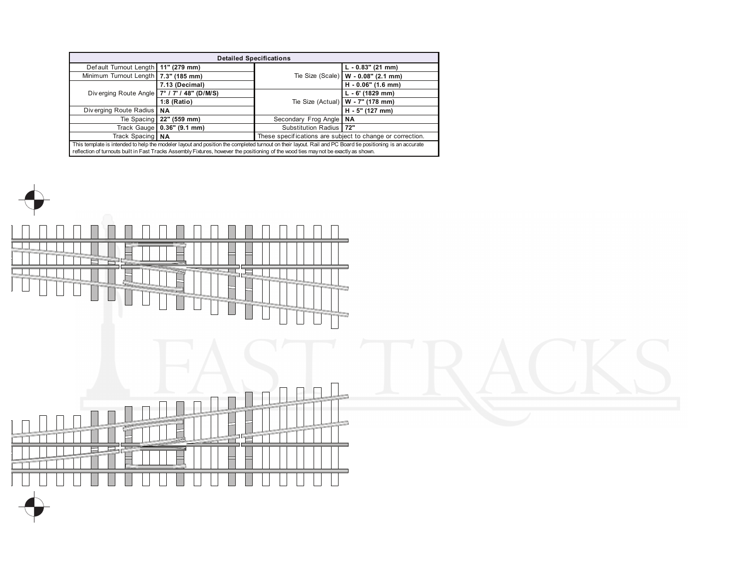| Detailed Specifications | | | |
|---|---|---|---|
| Default Turnout Length | 11" (279 mm) | Tie Size (Scale) | L - 0.83" (21 mm) |
| Minimum Turnout Length | 7.3" (185 mm) | | W - 0.08" (2.1 mm) |
| Diverging Route Angle | 7.13 (Decimal) | | H - 0.06" (1.6 mm) |
| | 7° / 7' / 48" (D/M/S) | Tie Size (Actual) | L - 6' (1829 mm) |
| | 1:8 (Ratio) | | W - 7" (178 mm) |
| Diverging Route Radius | NA | | H - 5" (127 mm) |
| Tie Spacing | 22" (559 mm) | Secondary Frog Angle | NA |
| Track Gauge | 0.36" (9.1 mm) | Substitution Radius | 72" |
| Track Spacing | NA | These specifications are subject to change or correction. | |

This template is intended to help the modeler layout and position the completed turnout on their layout. Rail and PC Board tie positioning is an accurate reflection of turnouts built in Fast Tracks Assembly Fixtures, however the positioning of the wood ties may not be exactly as shown.

FAST TRACKS